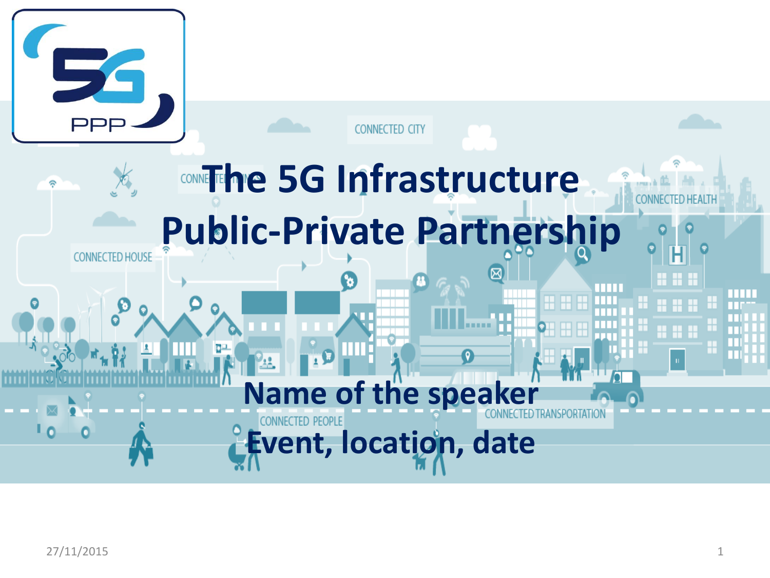# The 5G Infrastructure Public-Private Partnership

**Name of the speaker**

**Event, location, date**

27/11/2015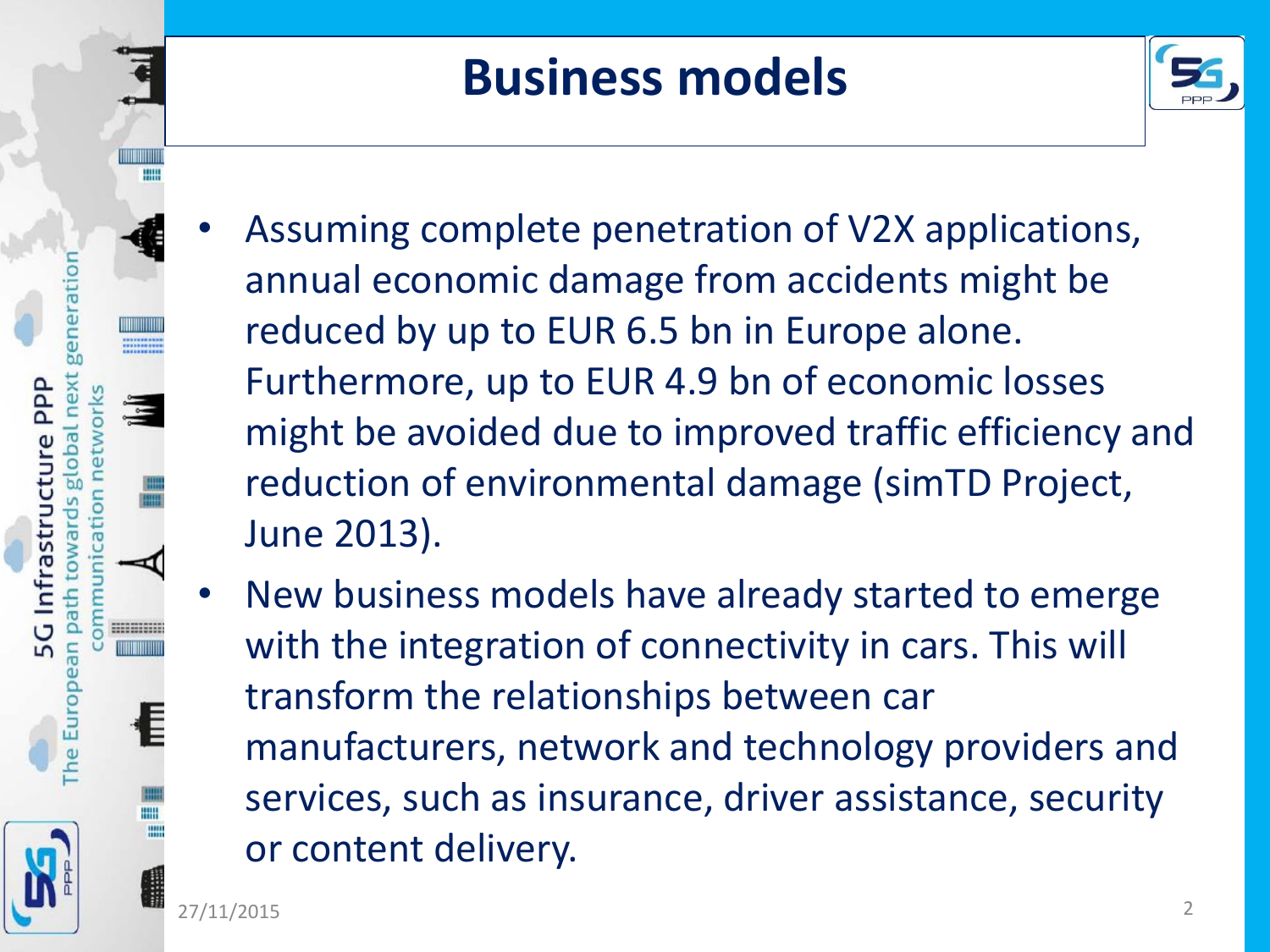# Business models

- Assuming complete penetration of V2X applications, annual economic damage from accidents might be reduced by up to EUR 6.5 bn in Europe alone. Furthermore, up to EUR 4.9 bn of economic losses might be avoided due to improved traffic efficiency and reduction of environmental damage (simTD Project, June 2013).
- New business models have already started to emerge with the integration of connectivity in cars. This will transform the relationships between car manufacturers, network and technology providers and services, such as insurance, driver assistance, security or content delivery.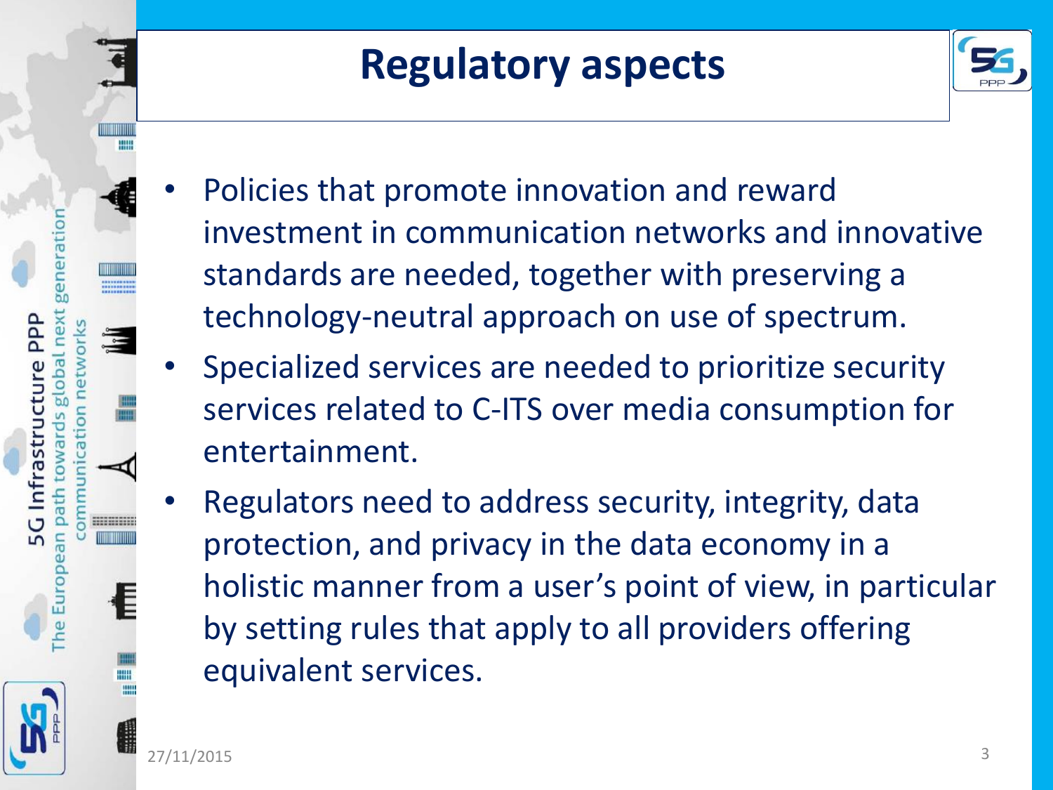# Regulatory aspects

- Policies that promote innovation and reward investment in communication networks and innovative standards are needed, together with preserving a technology-neutral approach on use of spectrum.
- Specialized services are needed to prioritize security services related to C-ITS over media consumption for entertainment.
- Regulators need to address security, integrity, data protection, and privacy in the data economy in a holistic manner from a user's point of view, in particular by setting rules that apply to all providers offering equivalent services.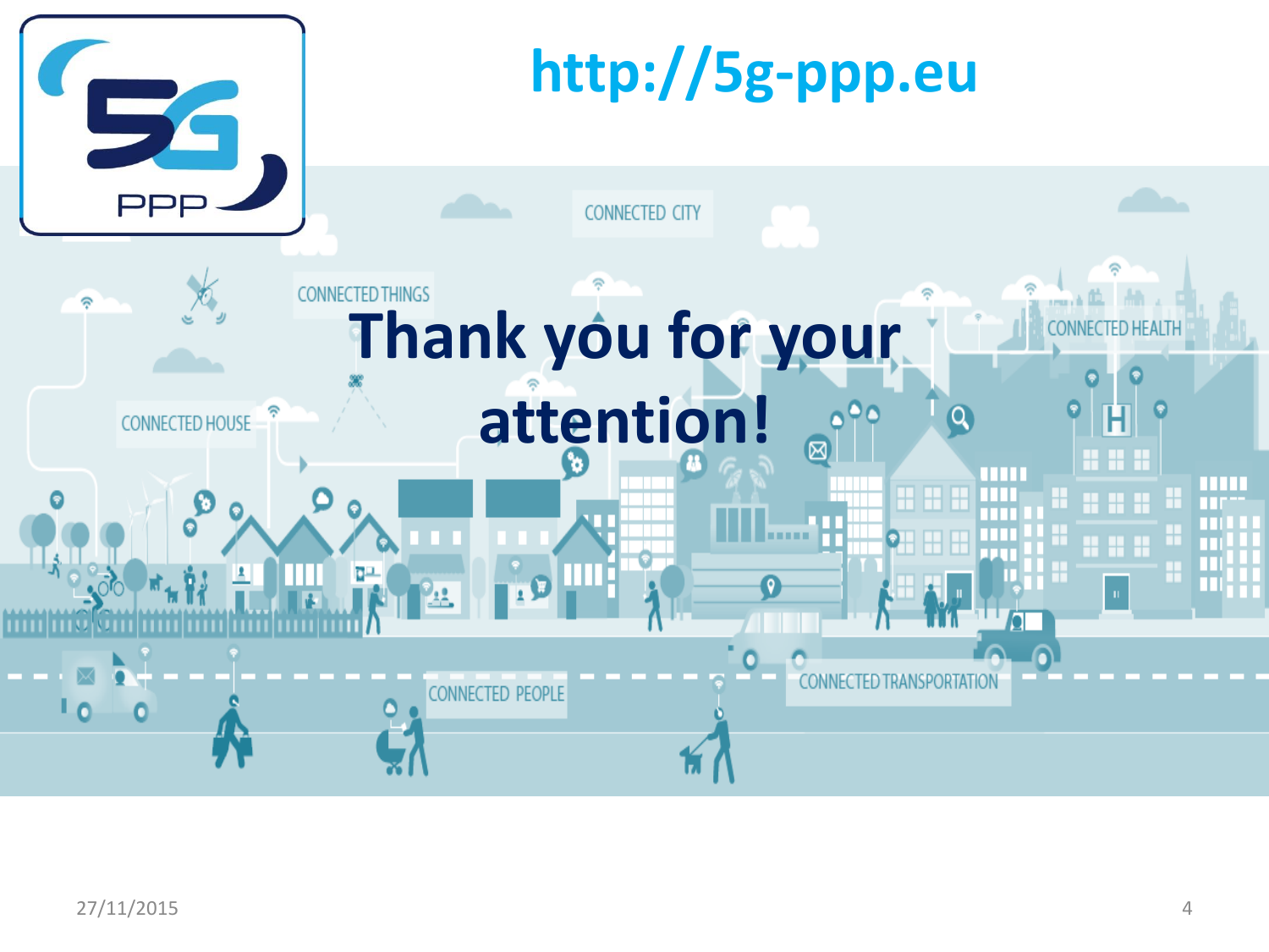http://5g-ppp.eu

# Thank you for your attention!

CONNECTED CITY

CONNECTED THINGS

CONNECTED HEALTH

CONNECTED HOUSE

CONNECTED PEOPLE

CONNECTED TRANSPORTATION

27/11/2015